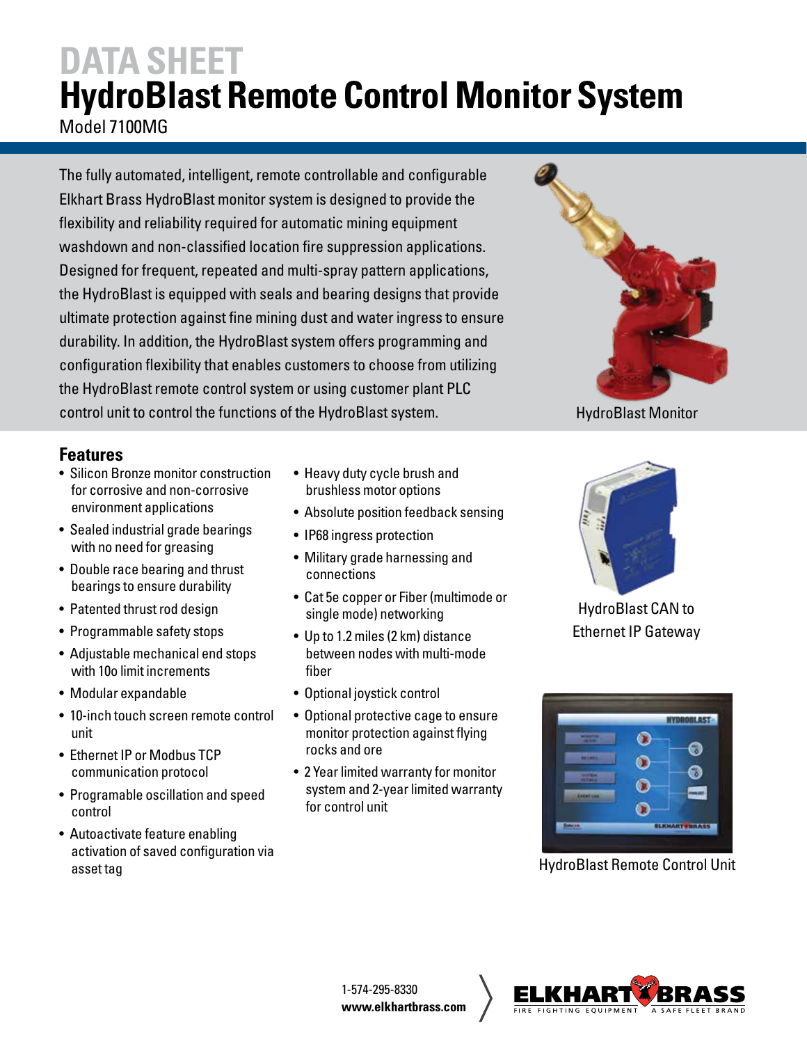# DATA SHEET
# HydroBlast Remote Control Monitor System
Model 7100MG

The fully automated, intelligent, remote controllable and configurable Elkhart Brass HydroBlast monitor system is designed to provide the flexibility and reliability required for automatic mining equipment washdown and non-classified location fire suppression applications. Designed for frequent, repeated and multi-spray pattern applications, the HydroBlast is equipped with seals and bearing designs that provide ultimate protection against fine mining dust and water ingress to ensure durability. In addition, the HydroBlast system offers programming and configuration flexibility that enables customers to choose from utilizing the HydroBlast remote control system or using customer plant PLC control unit to control the functions of the HydroBlast system.

HydroBlast Monitor

## Features

- Silicon Bronze monitor construction for corrosive and non-corrosive environment applications
- Sealed industrial grade bearings with no need for greasing
- Double race bearing and thrust bearings to ensure durability
- Patented thrust rod design
- Programmable safety stops
- Adjustable mechanical end stops with 10o limit increments
- Modular expandable
- 10-inch touch screen remote control unit
- Ethernet IP or Modbus TCP communication protocol
- Programable oscillation and speed control
- Autoactivate feature enabling activation of saved configuration via asset tag
- Heavy duty cycle brush and brushless motor options
- Absolute position feedback sensing
- IP68 ingress protection
- Military grade harnessing and connections
- Cat 5e copper or Fiber (multimode or single mode) networking
- Up to 1.2 miles (2 km) distance between nodes with multi-mode fiber
- Optional joystick control
- Optional protective cage to ensure monitor protection against flying rocks and ore
- 2 Year limited warranty for monitor system and 2-year limited warranty for control unit

HydroBlast CAN to Ethernet IP Gateway

HydroBlast Remote Control Unit

1-574-295-8330
**www.elkhartbrass.com**

ELKHART BRASS
FIRE FIGHTING EQUIPMENT · A SAFE FLEET BRAND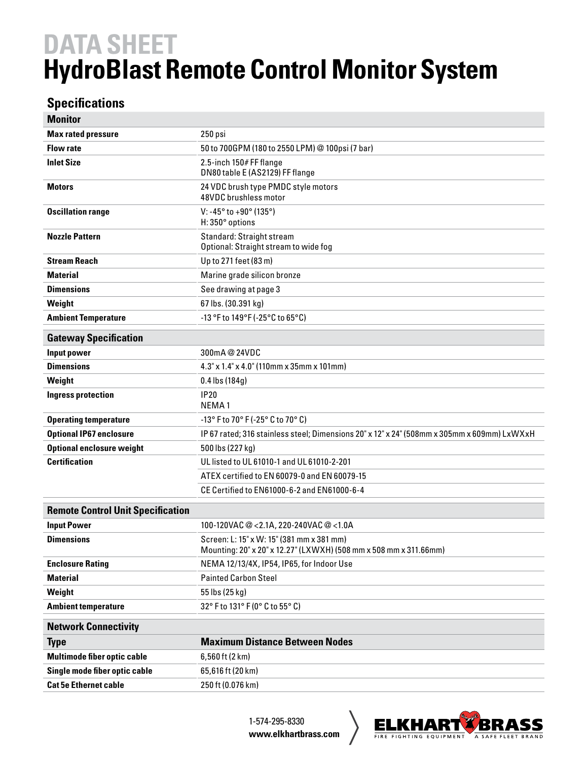# DATA SHEET
# HydroBlast Remote Control Monitor System

## Specifications

| Monitor | |
|---|---|
| **Max rated pressure** | 250 psi |
| **Flow rate** | 50 to 700GPM (180 to 2550 LPM) @ 100psi (7 bar) |
| **Inlet Size** | 2.5-inch 150# FF flange<br>DN80 table E (AS2129) FF flange |
| **Motors** | 24 VDC brush type PMDC style motors<br>48VDC brushless motor |
| **Oscillation range** | V: -45° to +90° (135°)<br>H: 350° options |
| **Nozzle Pattern** | Standard: Straight stream<br>Optional: Straight stream to wide fog |
| **Stream Reach** | Up to 271 feet (83 m) |
| **Material** | Marine grade silicon bronze |
| **Dimensions** | See drawing at page 3 |
| **Weight** | 67 lbs. (30.391 kg) |
| **Ambient Temperature** | -13 °F to 149°F (-25°C to 65°C) |

| Gateway Specification | |
|---|---|
| **Input power** | 300mA @ 24VDC |
| **Dimensions** | 4.3" x 1.4" x 4.0" (110mm x 35mm x 101mm) |
| **Weight** | 0.4 lbs (184g) |
| **Ingress protection** | IP20<br>NEMA 1 |
| **Operating temperature** | -13° F to 70° F (-25° C to 70° C) |
| **Optional IP67 enclosure** | IP 67 rated; 316 stainless steel; Dimensions 20" x 12" x 24" (508mm x 305mm x 609mm) LxWXxH |
| **Optional enclosure weight** | 500 lbs (227 kg) |
| **Certification** | UL listed to UL 61010-1 and UL 61010-2-201 |
| | ATEX certified to EN 60079-0 and EN 60079-15 |
| | CE Certified to EN61000-6-2 and EN61000-6-4 |

| Remote Control Unit Specification | |
|---|---|
| **Input Power** | 100-120VAC @ <2.1A, 220-240VAC @ <1.0A |
| **Dimensions** | Screen: L: 15" x W: 15" (381 mm x 381 mm)<br>Mounting: 20" x 20" x 12.27" (LXWXH) (508 mm x 508 mm x 311.66mm) |
| **Enclosure Rating** | NEMA 12/13/4X, IP54, IP65, for Indoor Use |
| **Material** | Painted Carbon Steel |
| **Weight** | 55 lbs (25 kg) |
| **Ambient temperature** | 32° F to 131° F (0° C to 55° C) |

| Network Connectivity | |
|---|---|
| **Type** | **Maximum Distance Between Nodes** |
| **Multimode fiber optic cable** | 6,560 ft (2 km) |
| **Single mode fiber optic cable** | 65,616 ft (20 km) |
| **Cat 5e Ethernet cable** | 250 ft (0.076 km) |

1-574-295-8330
**www.elkhartbrass.com**

ELKHART BRASS
FIRE FIGHTING EQUIPMENT · A SAFE FLEET BRAND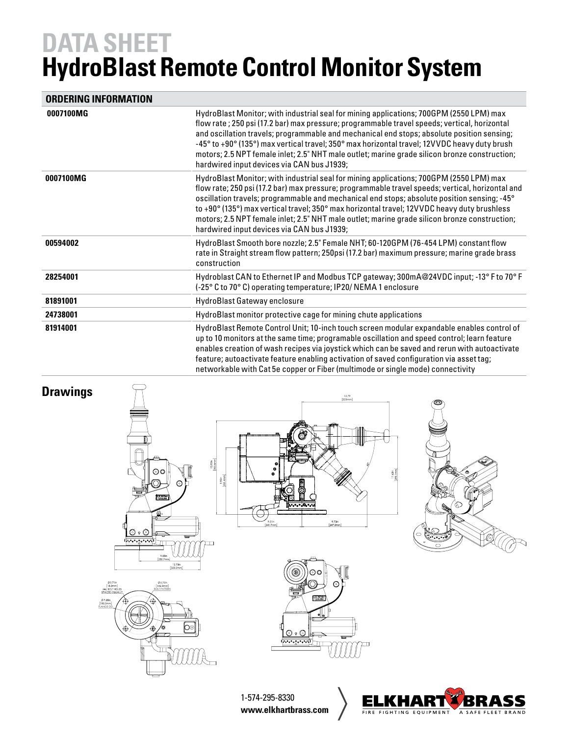# DATA SHEET

# HydroBlast Remote Control Monitor System

| ORDERING INFORMATION | |
|---|---|
| 0007100MG | HydroBlast Monitor; with industrial seal for mining applications; 700GPM (2550 LPM) max flow rate ; 250 psi (17.2 bar) max pressure; programmable travel speeds; vertical, horizontal and oscillation travels; programmable and mechanical end stops; absolute position sensing; -45° to +90° (135°) max vertical travel; 350° max horizontal travel; 12VVDC heavy duty brush motors; 2.5 NPT female inlet; 2.5" NHT male outlet; marine grade silicon bronze construction; hardwired input devices via CAN bus J1939; |
| 0007100MG | HydroBlast Monitor; with industrial seal for mining applications; 700GPM (2550 LPM) max flow rate; 250 psi (17.2 bar) max pressure; programmable travel speeds; vertical, horizontal and oscillation travels; programmable and mechanical end stops; absolute position sensing; -45° to +90° (135°) max vertical travel; 350° max horizontal travel; 12VVDC heavy duty brushless motors; 2.5 NPT female inlet; 2.5" NHT male outlet; marine grade silicon bronze construction; hardwired input devices via CAN bus J1939; |
| 00594002 | HydroBlast Smooth bore nozzle; 2.5" Female NHT; 60-120GPM (76-454 LPM) constant flow rate in Straight stream flow pattern; 250psi (17.2 bar) maximum pressure; marine grade brass construction |
| 28254001 | Hydroblast CAN to Ethernet IP and Modbus TCP gateway; 300mA@24VDC input; -13° F to 70° F (-25° C to 70° C) operating temperature; IP20/ NEMA 1 enclosure |
| 81891001 | HydroBlast Gateway enclosure |
| 24738001 | HydroBlast monitor protective cage for mining chute applications |
| 81914001 | HydroBlast Remote Control Unit; 10-inch touch screen modular expandable enables control of up to 10 monitors at the same time; programable oscillation and speed control; learn feature enables creation of wash recipes via joystick which can be saved and rerun with autoactivate feature; autoactivate feature enabling activation of saved configuration via asset tag; networkable with Cat 5e copper or Fiber (multimode or single mode) connectivity |

## Drawings

1-574-295-8330
www.elkhartbrass.com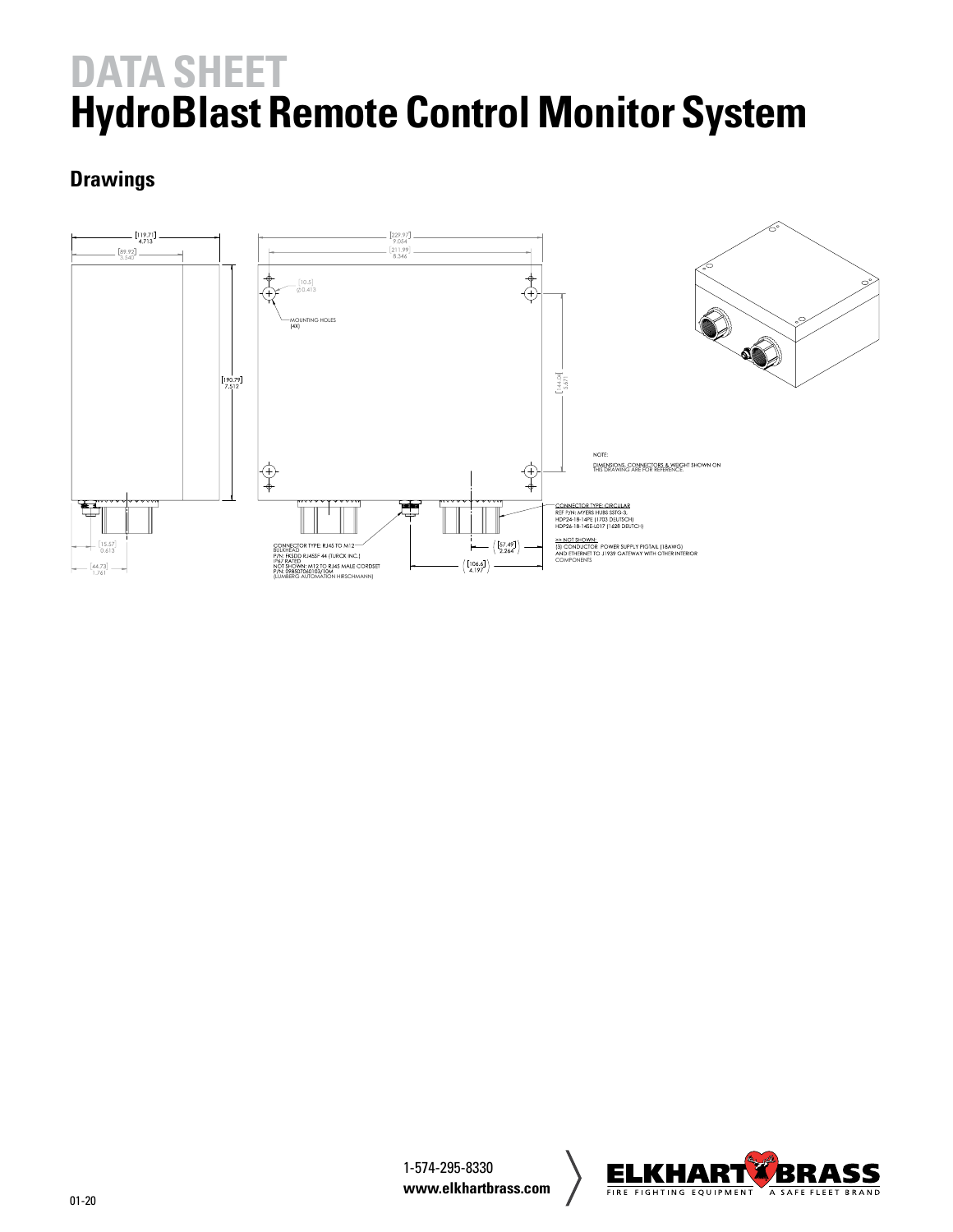# DATA SHEET
# HydroBlast Remote Control Monitor System

## Drawings

[119.71]
4.713

[89.92]
3.540

[190.79]
7.512

[15.57]
0.613

[44.73]
1.761

[229.97]
9.054

[211.99]
8.346

[10.5]
⌀0.413

MOUNTING HOLES
(4X)

[144.04]
5.671

CONNECTOR TYPE: RJ45 TO M12
BULKHEAD
P/N: FKSDD RJ45SF 44 (TURCK INC.)
IP67 RATED
NOT SHOWN: M12 TO RJ45 MALE CORDSET
P/N: 0985070601 03/10M
(LUMBERG AUTOMATION HIRSCHMANN)

([57.49]
2.264)

([106.6]
4.197)

NOTE:
DIMENSIONS, CONNECTORS & WEIGHT SHOWN ON
THIS DRAWING ARE FOR REFERENCE.

CONNECTOR TYPE: CIRCULAR
REF P/N: MYERS HUBS SSTG-3,
HDP24-18-14PE (1703 DEUTSCH)
HDP26-18-14SE-L017 (1628 DEUTCH)

>> NOT SHOWN:
(3) CONDUCTOR POWER SUPPLY PIGTAIL (18AWG)
AND ETHERNET TO J1939 GATEWAY WITH OTHER INTERIOR
COMPONENTS

1-574-295-8330
www.elkhartbrass.com

ELKHART BRASS
FIRE FIGHTING EQUIPMENT A SAFE FLEET BRAND

01-20